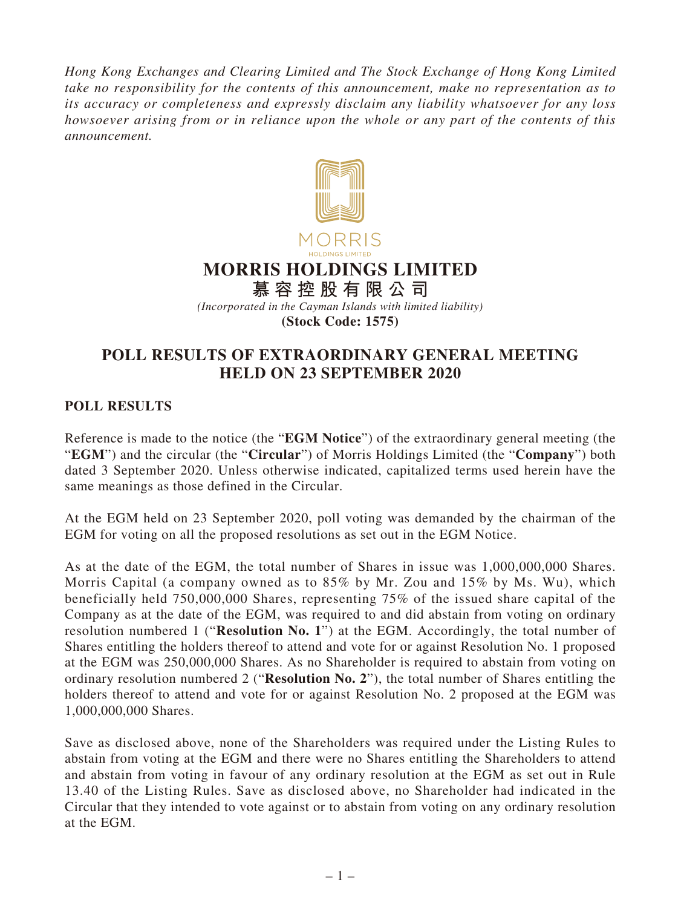*Hong Kong Exchanges and Clearing Limited and The Stock Exchange of Hong Kong Limited take no responsibility for the contents of this announcement, make no representation as to its accuracy or completeness and expressly disclaim any liability whatsoever for any loss howsoever arising from or in reliance upon the whole or any part of the contents of this announcement.*

# MORRIS HOLDINGS LIMITED
# 慕容控股有限公司

*(Incorporated in the Cayman Islands with limited liability)*

**(Stock Code: 1575)**

## POLL RESULTS OF EXTRAORDINARY GENERAL MEETING HELD ON 23 SEPTEMBER 2020

### POLL RESULTS

Reference is made to the notice (the "**EGM Notice**") of the extraordinary general meeting (the "**EGM**") and the circular (the "**Circular**") of Morris Holdings Limited (the "**Company**") both dated 3 September 2020. Unless otherwise indicated, capitalized terms used herein have the same meanings as those defined in the Circular.

At the EGM held on 23 September 2020, poll voting was demanded by the chairman of the EGM for voting on all the proposed resolutions as set out in the EGM Notice.

As at the date of the EGM, the total number of Shares in issue was 1,000,000,000 Shares. Morris Capital (a company owned as to 85% by Mr. Zou and 15% by Ms. Wu), which beneficially held 750,000,000 Shares, representing 75% of the issued share capital of the Company as at the date of the EGM, was required to and did abstain from voting on ordinary resolution numbered 1 ("**Resolution No. 1**") at the EGM. Accordingly, the total number of Shares entitling the holders thereof to attend and vote for or against Resolution No. 1 proposed at the EGM was 250,000,000 Shares. As no Shareholder is required to abstain from voting on ordinary resolution numbered 2 ("**Resolution No. 2**"), the total number of Shares entitling the holders thereof to attend and vote for or against Resolution No. 2 proposed at the EGM was 1,000,000,000 Shares.

Save as disclosed above, none of the Shareholders was required under the Listing Rules to abstain from voting at the EGM and there were no Shares entitling the Shareholders to attend and abstain from voting in favour of any ordinary resolution at the EGM as set out in Rule 13.40 of the Listing Rules. Save as disclosed above, no Shareholder had indicated in the Circular that they intended to vote against or to abstain from voting on any ordinary resolution at the EGM.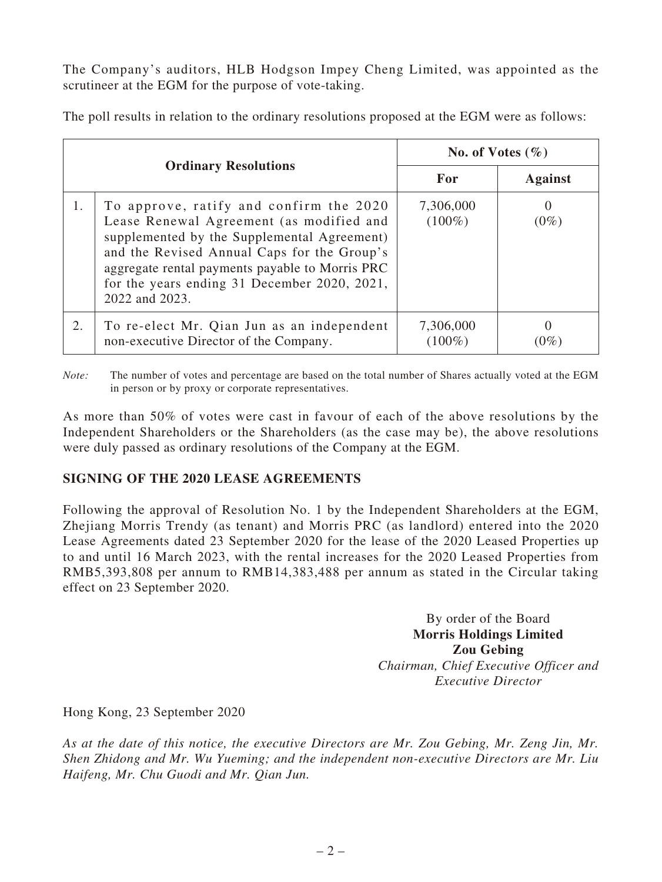The Company's auditors, HLB Hodgson Impey Cheng Limited, was appointed as the scrutineer at the EGM for the purpose of vote-taking.

The poll results in relation to the ordinary resolutions proposed at the EGM were as follows:

| Ordinary Resolutions | | No. of Votes (%) | |
|---|---|---|---|
| | | **For** | **Against** |
| 1. | To approve, ratify and confirm the 2020 Lease Renewal Agreement (as modified and supplemented by the Supplemental Agreement) and the Revised Annual Caps for the Group's aggregate rental payments payable to Morris PRC for the years ending 31 December 2020, 2021, 2022 and 2023. | 7,306,000 (100%) | 0 (0%) |
| 2. | To re-elect Mr. Qian Jun as an independent non-executive Director of the Company. | 7,306,000 (100%) | 0 (0%) |

*Note:* The number of votes and percentage are based on the total number of Shares actually voted at the EGM in person or by proxy or corporate representatives.

As more than 50% of votes were cast in favour of each of the above resolutions by the Independent Shareholders or the Shareholders (as the case may be), the above resolutions were duly passed as ordinary resolutions of the Company at the EGM.

**SIGNING OF THE 2020 LEASE AGREEMENTS**

Following the approval of Resolution No. 1 by the Independent Shareholders at the EGM, Zhejiang Morris Trendy (as tenant) and Morris PRC (as landlord) entered into the 2020 Lease Agreements dated 23 September 2020 for the lease of the 2020 Leased Properties up to and until 16 March 2023, with the rental increases for the 2020 Leased Properties from RMB5,393,808 per annum to RMB14,383,488 per annum as stated in the Circular taking effect on 23 September 2020.

By order of the Board
**Morris Holdings Limited**
**Zou Gebing**
*Chairman, Chief Executive Officer and Executive Director*

Hong Kong, 23 September 2020

*As at the date of this notice, the executive Directors are Mr. Zou Gebing, Mr. Zeng Jin, Mr. Shen Zhidong and Mr. Wu Yueming; and the independent non-executive Directors are Mr. Liu Haifeng, Mr. Chu Guodi and Mr. Qian Jun.*